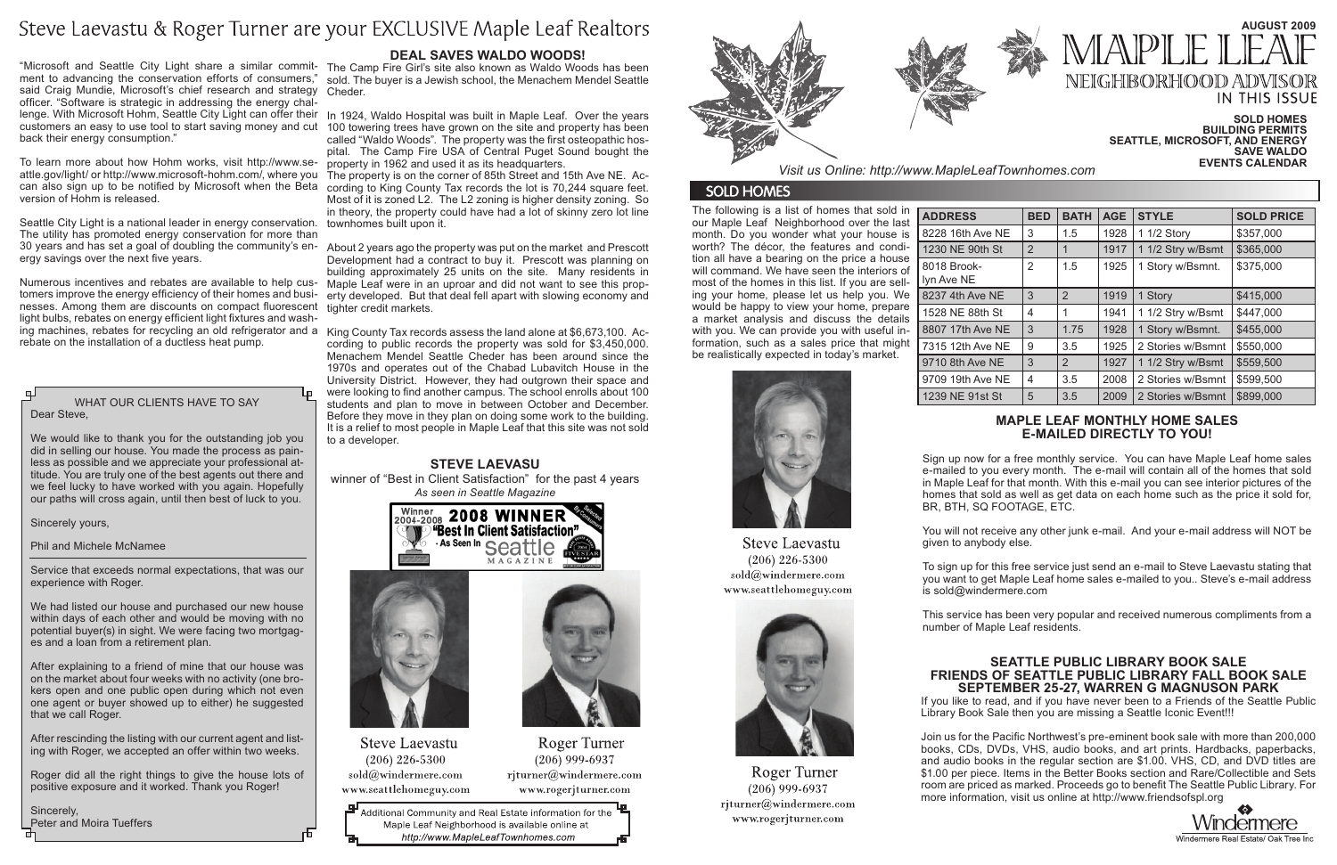# Steve Laevastu & Roger Turner are your EXCLUSIVE Maple Leaf Realtors

"Microsoft and Seattle City Light share a similar commitment to advancing the conservation efforts of consumers," said Craig Mundie, Microsoft's chief research and strategy officer. "Software is strategic in addressing the energy challenge. With Microsoft Hohm, Seattle City Light can offer their customers an easy to use tool to start saving money and cut back their energy consumption."

To learn more about how Hohm works, visit http://www.seattle.gov/light/ or http://www.microsoft-hohm.com/, where you can also sign up to be notified by Microsoft when the Beta version of Hohm is released.

Seattle City Light is a national leader in energy conservation. The utility has promoted energy conservation for more than 30 years and has set a goal of doubling the community's energy savings over the next five years.

Numerous incentives and rebates are available to help customers improve the energy efficiency of their homes and businesses. Among them are discounts on compact fluorescent light bulbs, rebates on energy efficient light fixtures and washing machines, rebates for recycling an old refrigerator and a rebate on the installation of a ductless heat pump.

### WHAT OUR CLIENTS HAVE TO SAY

Dear Steve,

We would like to thank you for the outstanding job you did in selling our house. You made the process as painless as possible and we appreciate your professional attitude. You are truly one of the best agents out there and we feel lucky to have worked with you again. Hopefully our paths will cross again, until then best of luck to you.

Sincerely yours,

Phil and Michele McNamee

---

Service that exceeds normal expectations, that was our experience with Roger.

We had listed our house and purchased our new house within days of each other and would be moving with no potential buyer(s) in sight. We were facing two mortgages and a loan from a retirement plan.

After explaining to a friend of mine that our house was on the market about four weeks with no activity (one brokers open and one public open during which not even one agent or buyer showed up to either) he suggested that we call Roger.

After rescinding the listing with our current agent and listing with Roger, we accepted an offer within two weeks.

Roger did all the right things to give the house lots of positive exposure and it worked. Thank you Roger!

Sincerely,
Peter and Moira Tueffers

## DEAL SAVES WALDO WOODS!

The Camp Fire Girl's site also known as Waldo Woods has been sold. The buyer is a Jewish school, the Menachem Mendel Seattle Cheder.

In 1924, Waldo Hospital was built in Maple Leaf. Over the years 100 towering trees have grown on the site and property has been called "Waldo Woods". The property was the first osteopathic hospital. The Camp Fire USA of Central Puget Sound bought the property in 1962 and used it as its headquarters.
The property is on the corner of 85th Street and 15th Ave NE. According to King County Tax records the lot is 70,244 square feet. Most of it is zoned L2. The L2 zoning is higher density zoning. So in theory, the property could have had a lot of skinny zero lot line townhomes built upon it.

About 2 years ago the property was put on the market and Prescott Development had a contract to buy it. Prescott was planning on building approximately 25 units on the site. Many residents in Maple Leaf were in an uproar and did not want to see this property developed. But that deal fell apart with slowing economy and tighter credit markets.

King County Tax records assess the land alone at $6,673,100. According to public records the property was sold for $3,450,000. Menachem Mendel Seattle Cheder has been around since the 1970s and operates out of the Chabad Lubavitch House in the University District. However, they had outgrown their space and were looking to find another campus. The school enrolls about 100 students and plan to move in between October and December. Before they move in they plan on doing some work to the building. It is a relief to most people in Maple Leaf that this site was not sold to a developer.

### STEVE LAEVASU

winner of "Best in Client Satisfaction" for the past 4 years
*As seen in Seattle Magazine*

Winner 2004-2008 **2008 WINNER** "Best In Client Satisfaction" · As Seen In Seattle Magazine

Steve Laevastu
(206) 226-5300
sold@windermere.com
www.seattlehomeguy.com

Roger Turner
(206) 999-6937
rjturner@windermere.com
www.rogerjturner.com

Additional Community and Real Estate information for the Maple Leaf Neighborhood is available online at *http://www.MapleLeafTownhomes.com*

# MAPLE LEAF NEIGHBORHOOD ADVISOR

**AUGUST 2009**

**IN THIS ISSUE**

**SOLD HOMES**
**BUILDING PERMITS**
**SEATTLE, MICROSOFT, AND ENERGY**
**SAVE WALDO**
**EVENTS CALENDAR**

*Visit us Online: http://www.MapleLeafTownhomes.com*

## SOLD HOMES

The following is a list of homes that sold in our Maple Leaf Neighborhood over the last month. Do you wonder what your house is worth? The décor, the features and condition all have a bearing on the price a house will command. We have seen the interiors of most of the homes in this list. If you are selling your home, please let us help you. We would be happy to view your home, prepare a market analysis and discuss the details with you. We can provide you with useful information, such as a sales price that might be realistically expected in today's market.

| ADDRESS | BED | BATH | AGE | STYLE | SOLD PRICE |
|---|---|---|---|---|---|
| 8228 16th Ave NE | 3 | 1.5 | 1928 | 1 1/2 Story | $357,000 |
| 1230 NE 90th St | 2 | 1 | 1917 | 1 1/2 Stry w/Bsmt | $365,000 |
| 8018 Brooklyn Ave NE | 2 | 1.5 | 1925 | 1 Story w/Bsmnt. | $375,000 |
| 8237 4th Ave NE | 3 | 2 | 1919 | 1 Story | $415,000 |
| 1528 NE 88th St | 4 | 1 | 1941 | 1 1/2 Stry w/Bsmt | $447,000 |
| 8807 17th Ave NE | 3 | 1.75 | 1928 | 1 Story w/Bsmnt. | $455,000 |
| 7315 12th Ave NE | 9 | 3.5 | 1925 | 2 Stories w/Bsmnt | $550,000 |
| 9710 8th Ave NE | 3 | 2 | 1927 | 1 1/2 Stry w/Bsmt | $559,500 |
| 9709 19th Ave NE | 4 | 3.5 | 2008 | 2 Stories w/Bsmnt | $599,500 |
| 1239 NE 91st St | 5 | 3.5 | 2009 | 2 Stories w/Bsmnt | $899,000 |

Steve Laevastu
(206) 226-5300
sold@windermere.com
www.seattlehomeguy.com

Roger Turner
(206) 999-6937
rjturner@windermere.com
www.rogerjturner.com

### MAPLE LEAF MONTHLY HOME SALES E-MAILED DIRECTLY TO YOU!

Sign up now for a free monthly service. You can have Maple Leaf home sales e-mailed to you every month. The e-mail will contain all of the homes that sold in Maple Leaf for that month. With this e-mail you can see interior pictures of the homes that sold as well as get data on each home such as the price it sold for, BR, BTH, SQ FOOTAGE, ETC.

You will not receive any other junk e-mail. And your e-mail address will NOT be given to anybody else.

To sign up for this free service just send an e-mail to Steve Laevastu stating that you want to get Maple Leaf home sales e-mailed to you.. Steve's e-mail address is sold@windermere.com

This service has been very popular and received numerous compliments from a number of Maple Leaf residents.

### SEATTLE PUBLIC LIBRARY BOOK SALE FRIENDS OF SEATTLE PUBLIC LIBRARY FALL BOOK SALE SEPTEMBER 25-27, WARREN G MAGNUSON PARK

If you like to read, and if you have never been to a Friends of the Seattle Public Library Book Sale then you are missing a Seattle Iconic Event!!!

Join us for the Pacific Northwest's pre-eminent book sale with more than 200,000 books, CDs, DVDs, VHS, audio books, and art prints. Hardbacks, paperbacks, and audio books in the regular section are $1.00. VHS, CD, and DVD titles are $1.00 per piece. Items in the Better Books section and Rare/Collectible and Sets room are priced as marked. Proceeds go to benefit The Seattle Public Library. For more information, visit us online at http://www.friendsofspl.org

Windermere Real Estate/ Oak Tree Inc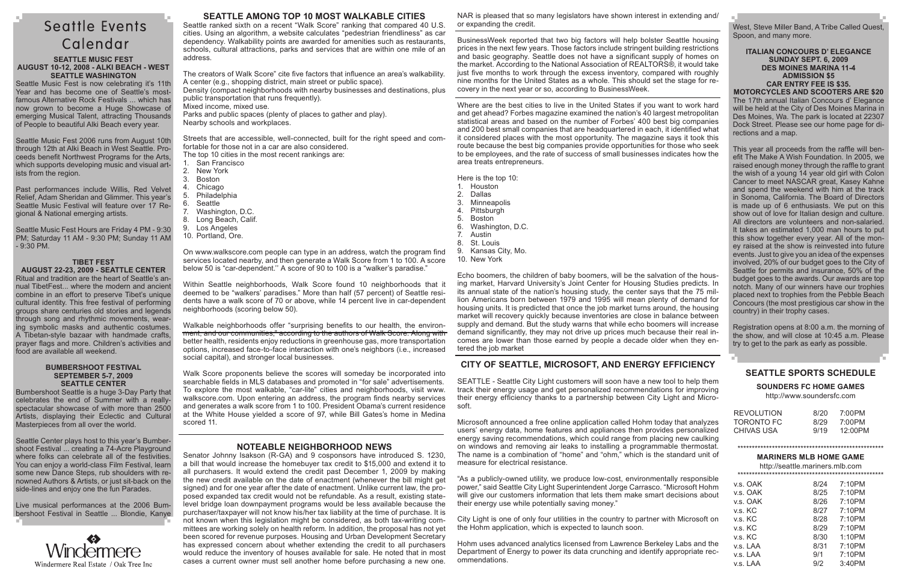# Seattle Events Calendar

### SEATTLE MUSIC FEST
### AUGUST 10-12, 2008 - ALKI BEACH - WEST SEATTLE WASHINGTON

Seattle Music Fest is now celebrating it's 11th Year and has become one of Seattle's most-famous Alternative Rock Festivals ... which has now grown to become a Huge Showcase of emerging Musical Talent, attracting Thousands of People to beautiful Alki Beach every year.

Seattle Music Fest 2006 runs from August 10th through 12th at Alki Beach in West Seattle. Proceeds benefit Northwest Programs for the Arts, which supports developing music and visual artists from the region.

Past performances include Willis, Red Velvet Relief, Adam Sheridan and Glimmer. This year's Seattle Music Festival will feature over 17 Regional & National emerging artists.

Seattle Music Fest Hours are Friday 4 PM - 9:30 PM; Saturday 11 AM - 9:30 PM; Sunday 11 AM - 9:30 PM.

### TIBET FEST
### AUGUST 22-23, 2009 - SEATTLE CENTER

Ritual and tradition are the heart of Seattle's annual TibetFest... where the modern and ancient combine in an effort to preserve Tibet's unique cultural identity. This free festival of performing groups share centuries old stories and legends through song and rhythmic movements, wearing symbolic masks and authentic costumes. A Tibetan-style bazaar with handmade crafts, prayer flags and more. Children's activities and food are available all weekend.

### BUMBERSHOOT FESTIVAL
### SEPTEMBER 5-7, 2009
### SEATTLE CENTER

Bumbershoot Seattle is a huge 3-Day Party that celebrates the end of Summer with a really-spectacular showcase of with more than 2500 Artists, displaying their Eclectic and Cultural Masterpieces from all over the world.

Seattle Center plays host to this year's Bumbershoot Festival ... creating a 74-Acre Playground where folks can celebrate all of the festivities. You can enjoy a world-class Film Festival, learn some new Dance Steps, rub shoulders with renowned Authors & Artists, or just sit-back on the side-lines and enjoy one the fun Parades.

Live musical performances at the 2006 Bumbershoot Festival in Seattle ... Blondie, Kanye West, Steve Miller Band, A Tribe Called Quest, Spoon, and many more.

### ITALIAN CONCOURS D' ELEGANCE
### SUNDAY SEPT. 6, 2009
### DES MOINES MARINA 11-4
### ADMISSION $5
### CAR ENTRY FEE IS $35.
### MOTORCYCLES AND SCOOTERS ARE $20

The 17th annual Italian Concours d' Elegance will be held at the City of Des Moines Marina in Des Moines, Wa. The park is located at 22307 Dock Street. Please see our home page for directions and a map.

This year all proceeds from the raffle will benefit The Make A Wish Foundation. In 2005, we raised enough money through the raffle to grant the wish of a young 14 year old girl with Colon Cancer to meet NASCAR great, Kasey Kahne and spend the weekend with him at the track in Sonoma, California. The Board of Directors is made up of 6 enthusiasts. We put on this show out of love for Italian design and culture. All directors are volunteers and non-salaried. It takes an estimated 1,000 man hours to put this show together every year. All of the money raised at the show is reinvested into future events. Just to give you an idea of the expenses involved, 20% of our budget goes to the City of Seattle for permits and insurance, 50% of the budget goes to the awards. Our awards are top notch. Many of our winners have our trophies placed next to trophies from the Pebble Beach Concours (the most prestigious car show in the country) in their trophy cases.

Registration opens at 8:00 a.m. the morning of the show, and will close at 10:45 a.m. Please try to get to the park as early as possible.

Windermere

Windermere Real Estate / Oak Tree Inc

## SEATTLE AMONG TOP 10 MOST WALKABLE CITIES

Seattle ranked sixth on a recent "Walk Score" ranking that compared 40 U.S. cities. Using an algorithm, a website calculates "pedestrian friendliness" as car dependency. Walkability points are awarded for amenities such as restaurants, schools, cultural attractions, parks and services that are within one mile of an address.

The creators of Walk Score" cite five factors that influence an area's walkability.
A center (e.g., shopping district, main street or public space).
Density (compact neighborhoods with nearby businesses and destinations, plus public transportation that runs frequently).
Mixed income, mixed use.
Parks and public spaces (plenty of places to gather and play).
Nearby schools and workplaces.

Streets that are accessible, well-connected, built for the right speed and comfortable for those not in a car are also considered.
The top 10 cities in the most recent rankings are:

1. San Francisco
2. New York
3. Boston
4. Chicago
5. Philadelphia
6. Seattle
7. Washington, D.C.
8. Long Beach, Calif.
9. Los Angeles
10. Portland, Ore.

On www.walkscore.com people can type in an address, watch the program find services located nearby, and then generate a Walk Score from 1 to 100. A score below 50 is "car-dependent.'' A score of 90 to 100 is a "walker's paradise."

Within Seattle neighborhoods, Walk Score found 10 neighborhoods that it deemed to be "walkers' paradises." More than half (57 percent) of Seattle residents have a walk score of 70 or above, while 14 percent live in car-dependent neighborhoods (scoring below 50).

Walkable neighborhoods offer "surprising benefits to our health, the environment, and our communities," according to the authors of Walk Score. Along with better health, residents enjoy reductions in greenhouse gas, more transportation options, increased face-to-face interaction with one's neighbors (i.e., increased social capital), and stronger local businesses.

Walk Score proponents believe the scores will someday be incorporated into searchable fields in MLS databases and promoted in "for sale" advertisements. To explore the most walkable, "car-lite" cities and neighborhoods, visit www.walkscore.com. Upon entering an address, the program finds nearby services and generates a walk score from 1 to 100. President Obama's current residence at the White House yielded a score of 97, while Bill Gates's home in Medina scored 11.

## NOTEABLE NEIGHBORHOOD NEWS

Senator Johnny Isakson (R-GA) and 9 cosponsors have introduced S. 1230, a bill that would increase the homebuyer tax credit to $15,000 and extend it to all purchasers. It would extend the credit past December 1, 2009 by making the new credit available on the date of enactment (whenever the bill might get signed) and for one year after the date of enactment. Unlike current law, the proposed expanded tax credit would not be refundable. As a result, existing state-level bridge loan downpayment programs would be less available because the purchaser/taxpayer will not know his/her tax liability at the time of purchase. It is not known when this legislation might be considered, as both tax-writing committees are working solely on health reform. In addition, the proposal has not yet been scored for revenue purposes. Housing and Urban Development Secretary has expressed concern about whether extending the credit to all purchasers would reduce the inventory of houses available for sale. He noted that in most cases a current owner must sell another home before purchasing a new one. NAR is pleased that so many legislators have shown interest in extending and/or expanding the credit.

BusinessWeek reported that two big factors will help bolster Seattle housing prices in the next few years. Those factors include stringent building restrictions and basic geography. Seattle does not have a significant supply of homes on the market. According to the National Association of REALTORS®, it would take just five months to work through the excess inventory, compared with roughly nine months for the United States as a whole. This should set the stage for recovery in the next year or so, according to BusinessWeek.

Where are the best cities to live in the United States if you want to work hard and get ahead? Forbes magazine examined the nation's 40 largest metropolitan statistical areas and based on the number of Forbes' 400 best big companies and 200 best small companies that are headquartered in each, it identified what it considered places with the most opportunity. The magazine says it took this route because the best big companies provide opportunities for those who seek to be employees, and the rate of success of small businesses indicates how the area treats entrepreneurs.

Here is the top 10:

1. Houston
2. Dallas
3. Minneapolis
4. Pittsburgh
5. Boston
6. Washington, D.C.
7. Austin
8. St. Louis
9. Kansas City, Mo.
10. New York

Echo boomers, the children of baby boomers, will be the salvation of the housing market, Harvard University's Joint Center for Housing Studies predicts. In its annual state of the nation's housing study, the center says that the 75 million Americans born between 1979 and 1995 will mean plenty of demand for housing units. It is predicted that once the job market turns around, the housing market will recovery quickly because inventories are close in balance between supply and demand. But the study warns that while echo boomers will increase demand significantly, they may not drive up prices much because their real incomes are lower than those earned by people a decade older when they entered the job market

## CITY OF SEATTLE, MICROSOFT, AND ENERGY EFFICIENCY

SEATTLE - Seattle City Light customers will soon have a new tool to help them track their energy usage and get personalized recommendations for improving their energy efficiency thanks to a partnership between City Light and Microsoft.

Microsoft announced a free online application called Hohm today that analyzes users' energy data, home features and appliances then provides personalized energy saving recommendations, which could range from placing new caulking on windows and removing air leaks to installing a programmable thermostat. The name is a combination of "home" and "ohm," which is the standard unit of measure for electrical resistance.

"As a publicly-owned utility, we produce low-cost, environmentally responsible power," said Seattle City Light Superintendent Jorge Carrasco. "Microsoft Hohm will give our customers information that lets them make smart decisions about their energy use while potentially saving money."

City Light is one of only four utilities in the country to partner with Microsoft on the Hohm application, which is expected to launch soon.

Hohm uses advanced analytics licensed from Lawrence Berkeley Labs and the Department of Energy to power its data crunching and identify appropriate recommendations.

## SEATTLE SPORTS SCHEDULE

### SOUNDERS FC HOME GAMES

http://www.soundersfc.com

| | | |
|---|---|---|
| REVOLUTION | 8/20 | 7:00PM |
| TORONTO FC | 8/29 | 7:00PM |
| CHIVAS USA | 9/19 | 12:00PM |

### MARINERS MLB HOME GAME

http://seattle.mariners.mlb.com

| | | |
|---|---|---|
| v.s. OAK | 8/24 | 7:10PM |
| v.s. OAK | 8/25 | 7:10PM |
| v.s. OAK | 8/26 | 7:10PM |
| v.s. KC | 8/27 | 7:10PM |
| v.s. KC | 8/28 | 7:10PM |
| v.s. KC | 8/29 | 7:10PM |
| v.s. KC | 8/30 | 1:10PM |
| v.s. LAA | 8/31 | 7:10PM |
| v.s. LAA | 9/1 | 7:10PM |
| v.s. LAA | 9/2 | 3:40PM |